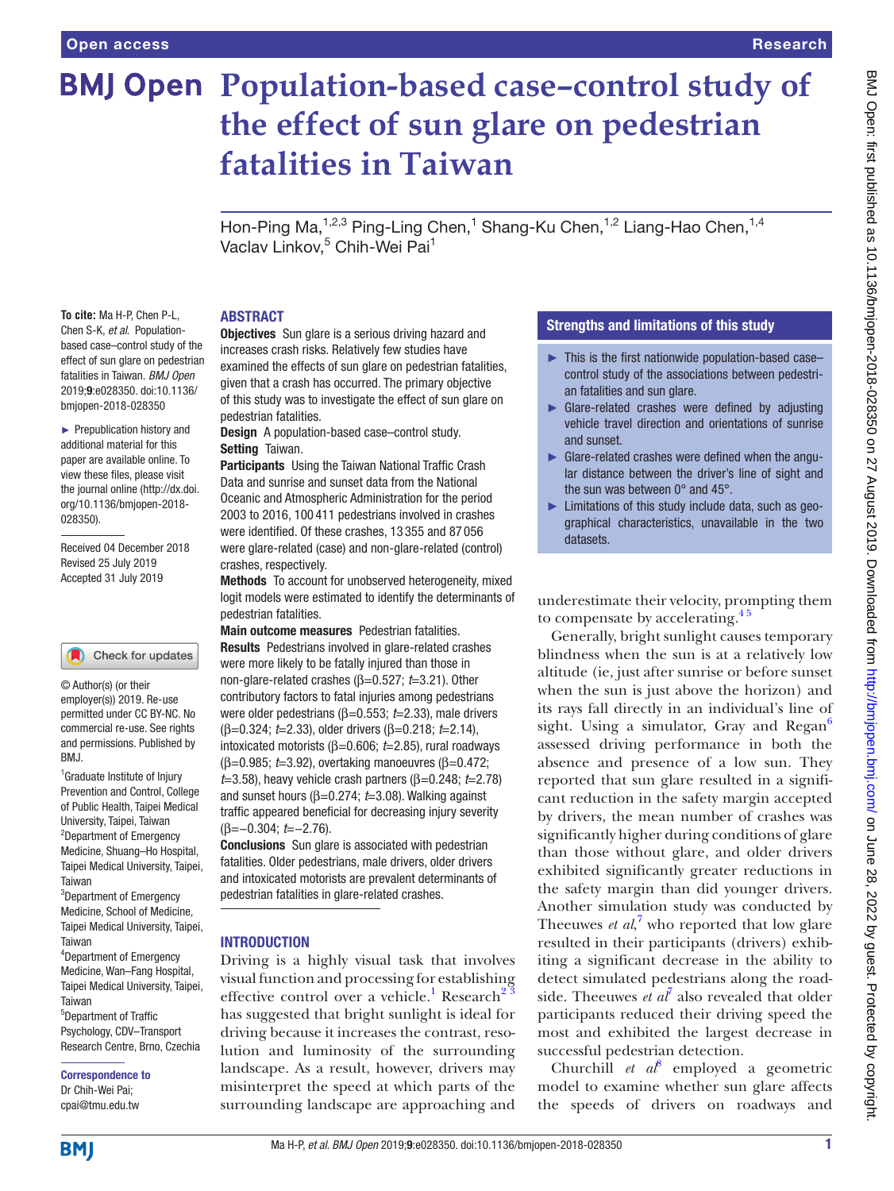# Population-based case–control study of the effect of sun glare on pedestrian fatalities in Taiwan

Hon-Ping Ma,[1,2,3] Ping-Ling Chen,[1] Shang-Ku Chen,[1,2] Liang-Hao Chen,[1,4] Vaclav Linkov,[5] Chih-Wei Pai[1]

**To cite:** Ma H-P, Chen P-L, Chen S-K, *et al*. Population-based case–control study of the effect of sun glare on pedestrian fatalities in Taiwan. *BMJ Open* 2019;**9**:e028350. doi:10.1136/bmjopen-2018-028350

► Prepublication history and additional material for this paper are available online. To view these files, please visit the journal online (http://dx.doi.org/10.1136/bmjopen-2018-028350).

Received 04 December 2018
Revised 25 July 2019
Accepted 31 July 2019

© Author(s) (or their employer(s)) 2019. Re-use permitted under CC BY-NC. No commercial re-use. See rights and permissions. Published by BMJ.

[1]Graduate Institute of Injury Prevention and Control, College of Public Health, Taipei Medical University, Taipei, Taiwan
[2]Department of Emergency Medicine, Shuang–Ho Hospital, Taipei Medical University, Taipei, Taiwan
[3]Department of Emergency Medicine, School of Medicine, Taipei Medical University, Taipei, Taiwan
[4]Department of Emergency Medicine, Wan–Fang Hospital, Taipei Medical University, Taipei, Taiwan
[5]Department of Traffic Psychology, CDV–Transport Research Centre, Brno, Czechia

**Correspondence to**
Dr Chih-Wei Pai;
cpai@tmu.edu.tw

## ABSTRACT

**Objectives** Sun glare is a serious driving hazard and increases crash risks. Relatively few studies have examined the effects of sun glare on pedestrian fatalities, given that a crash has occurred. The primary objective of this study was to investigate the effect of sun glare on pedestrian fatalities.

**Design** A population-based case–control study.

**Setting** Taiwan.

**Participants** Using the Taiwan National Traffic Crash Data and sunrise and sunset data from the National Oceanic and Atmospheric Administration for the period 2003 to 2016, 100 411 pedestrians involved in crashes were identified. Of these crashes, 13 355 and 87 056 were glare-related (case) and non-glare-related (control) crashes, respectively.

**Methods** To account for unobserved heterogeneity, mixed logit models were estimated to identify the determinants of pedestrian fatalities.

**Main outcome measures** Pedestrian fatalities.

**Results** Pedestrians involved in glare-related crashes were more likely to be fatally injured than those in non-glare-related crashes (β=0.527; *t*=3.21). Other contributory factors to fatal injuries among pedestrians were older pedestrians (β=0.553; *t*=2.33), male drivers (β=0.324; *t*=2.33), older drivers (β=0.218; *t*=2.14), intoxicated motorists (β=0.606; *t*=2.85), rural roadways (β=0.985; *t*=3.92), overtaking manoeuvres (β=0.472; *t*=3.58), heavy vehicle crash partners (β=0.248; *t*=2.78) and sunset hours (β=0.274; *t*=3.08). Walking against traffic appeared beneficial for decreasing injury severity (β=−0.304; *t*=−2.76).

**Conclusions** Sun glare is associated with pedestrian fatalities. Older pedestrians, male drivers, older drivers and intoxicated motorists are prevalent determinants of pedestrian fatalities in glare-related crashes.

## Strengths and limitations of this study

- This is the first nationwide population-based case–control study of the associations between pedestrian fatalities and sun glare.
- Glare-related crashes were defined by adjusting vehicle travel direction and orientations of sunrise and sunset.
- Glare-related crashes were defined when the angular distance between the driver's line of sight and the sun was between 0° and 45°.
- Limitations of this study include data, such as geographical characteristics, unavailable in the two datasets.

## INTRODUCTION

Driving is a highly visual task that involves visual function and processing for establishing effective control over a vehicle.[1] Research[2 3] has suggested that bright sunlight is ideal for driving because it increases the contrast, resolution and luminosity of the surrounding landscape. As a result, however, drivers may misinterpret the speed at which parts of the surrounding landscape are approaching and underestimate their velocity, prompting them to compensate by accelerating.[4 5]

Generally, bright sunlight causes temporary blindness when the sun is at a relatively low altitude (ie, just after sunrise or before sunset when the sun is just above the horizon) and its rays fall directly in an individual's line of sight. Using a simulator, Gray and Regan[6] assessed driving performance in both the absence and presence of a low sun. They reported that sun glare resulted in a significant reduction in the safety margin accepted by drivers, the mean number of crashes was significantly higher during conditions of glare than those without glare, and older drivers exhibited significantly greater reductions in the safety margin than did younger drivers. Another simulation study was conducted by Theeuwes *et al*,[7] who reported that low glare resulted in their participants (drivers) exhibiting a significant decrease in the ability to detect simulated pedestrians along the roadside. Theeuwes *et al*[7] also revealed that older participants reduced their driving speed the most and exhibited the largest decrease in successful pedestrian detection.

Churchill *et al*[8] employed a geometric model to examine whether sun glare affects the speeds of drivers on roadways and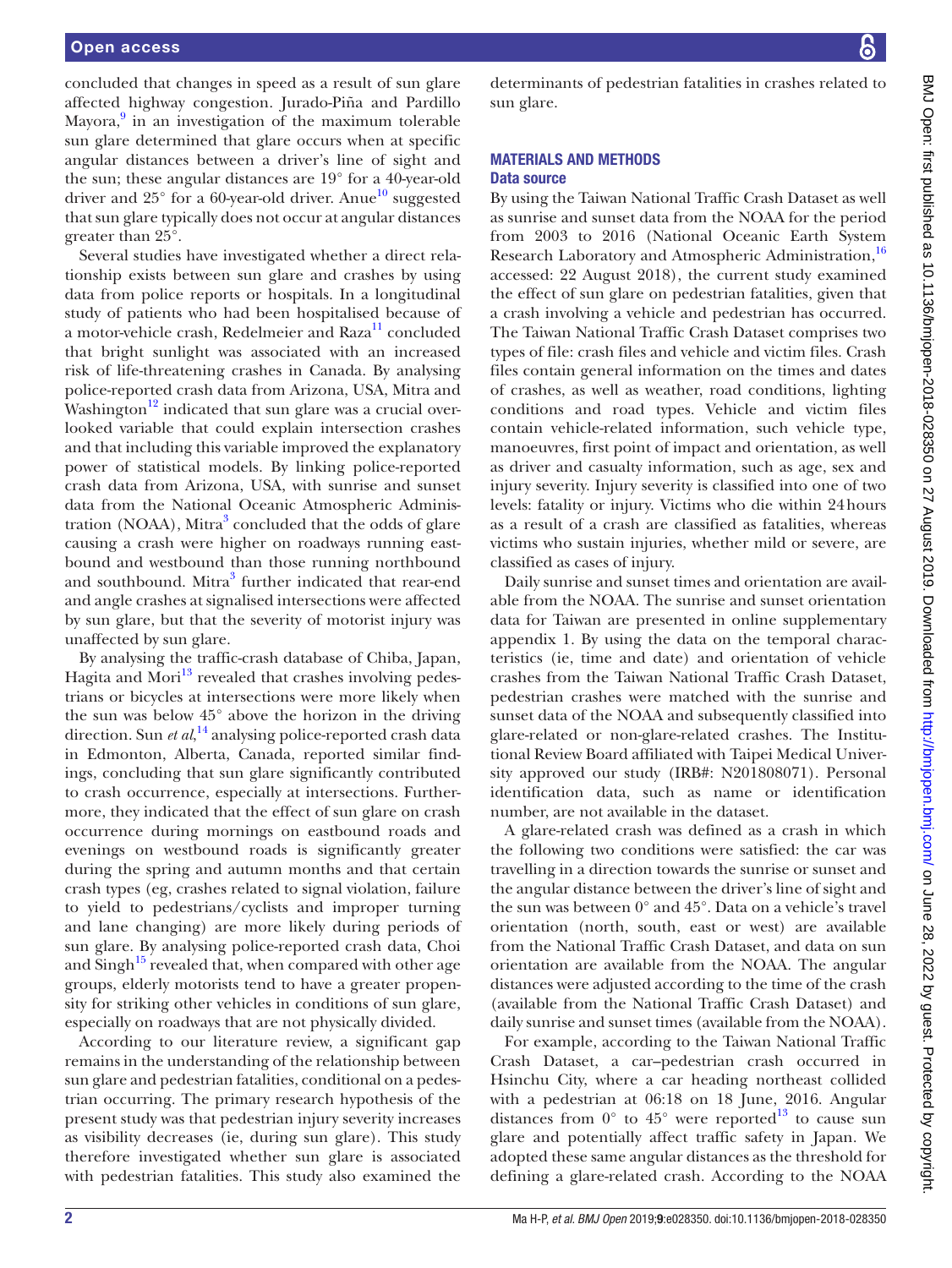concluded that changes in speed as a result of sun glare affected highway congestion. Jurado-Piña and Pardillo Mayora,[9] in an investigation of the maximum tolerable sun glare determined that glare occurs when at specific angular distances between a driver's line of sight and the sun; these angular distances are 19° for a 40-year-old driver and 25° for a 60-year-old driver. Anue[10] suggested that sun glare typically does not occur at angular distances greater than 25°.

Several studies have investigated whether a direct relationship exists between sun glare and crashes by using data from police reports or hospitals. In a longitudinal study of patients who had been hospitalised because of a motor-vehicle crash, Redelmeier and Raza[11] concluded that bright sunlight was associated with an increased risk of life-threatening crashes in Canada. By analysing police-reported crash data from Arizona, USA, Mitra and Washington[12] indicated that sun glare was a crucial overlooked variable that could explain intersection crashes and that including this variable improved the explanatory power of statistical models. By linking police-reported crash data from Arizona, USA, with sunrise and sunset data from the National Oceanic Atmospheric Administration (NOAA), Mitra[3] concluded that the odds of glare causing a crash were higher on roadways running eastbound and westbound than those running northbound and southbound. Mitra[3] further indicated that rear-end and angle crashes at signalised intersections were affected by sun glare, but that the severity of motorist injury was unaffected by sun glare.

By analysing the traffic-crash database of Chiba, Japan, Hagita and Mori[13] revealed that crashes involving pedestrians or bicycles at intersections were more likely when the sun was below 45° above the horizon in the driving direction. Sun *et al*,[14] analysing police-reported crash data in Edmonton, Alberta, Canada, reported similar findings, concluding that sun glare significantly contributed to crash occurrence, especially at intersections. Furthermore, they indicated that the effect of sun glare on crash occurrence during mornings on eastbound roads and evenings on westbound roads is significantly greater during the spring and autumn months and that certain crash types (eg, crashes related to signal violation, failure to yield to pedestrians/cyclists and improper turning and lane changing) are more likely during periods of sun glare. By analysing police-reported crash data, Choi and Singh[15] revealed that, when compared with other age groups, elderly motorists tend to have a greater propensity for striking other vehicles in conditions of sun glare, especially on roadways that are not physically divided.

According to our literature review, a significant gap remains in the understanding of the relationship between sun glare and pedestrian fatalities, conditional on a pedestrian occurring. The primary research hypothesis of the present study was that pedestrian injury severity increases as visibility decreases (ie, during sun glare). This study therefore investigated whether sun glare is associated with pedestrian fatalities. This study also examined the determinants of pedestrian fatalities in crashes related to sun glare.

## MATERIALS AND METHODS

### Data source

By using the Taiwan National Traffic Crash Dataset as well as sunrise and sunset data from the NOAA for the period from 2003 to 2016 (National Oceanic Earth System Research Laboratory and Atmospheric Administration,[16] accessed: 22 August 2018), the current study examined the effect of sun glare on pedestrian fatalities, given that a crash involving a vehicle and pedestrian has occurred. The Taiwan National Traffic Crash Dataset comprises two types of file: crash files and vehicle and victim files. Crash files contain general information on the times and dates of crashes, as well as weather, road conditions, lighting conditions and road types. Vehicle and victim files contain vehicle-related information, such vehicle type, manoeuvres, first point of impact and orientation, as well as driver and casualty information, such as age, sex and injury severity. Injury severity is classified into one of two levels: fatality or injury. Victims who die within 24 hours as a result of a crash are classified as fatalities, whereas victims who sustain injuries, whether mild or severe, are classified as cases of injury.

Daily sunrise and sunset times and orientation are available from the NOAA. The sunrise and sunset orientation data for Taiwan are presented in online supplementary appendix 1. By using the data on the temporal characteristics (ie, time and date) and orientation of vehicle crashes from the Taiwan National Traffic Crash Dataset, pedestrian crashes were matched with the sunrise and sunset data of the NOAA and subsequently classified into glare-related or non-glare-related crashes. The Institutional Review Board affiliated with Taipei Medical University approved our study (IRB#: N201808071). Personal identification data, such as name or identification number, are not available in the dataset.

A glare-related crash was defined as a crash in which the following two conditions were satisfied: the car was travelling in a direction towards the sunrise or sunset and the angular distance between the driver's line of sight and the sun was between 0° and 45°. Data on a vehicle's travel orientation (north, south, east or west) are available from the National Traffic Crash Dataset, and data on sun orientation are available from the NOAA. The angular distances were adjusted according to the time of the crash (available from the National Traffic Crash Dataset) and daily sunrise and sunset times (available from the NOAA).

For example, according to the Taiwan National Traffic Crash Dataset, a car–pedestrian crash occurred in Hsinchu City, where a car heading northeast collided with a pedestrian at 06:18 on 18 June, 2016. Angular distances from 0° to 45° were reported[13] to cause sun glare and potentially affect traffic safety in Japan. We adopted these same angular distances as the threshold for defining a glare-related crash. According to the NOAA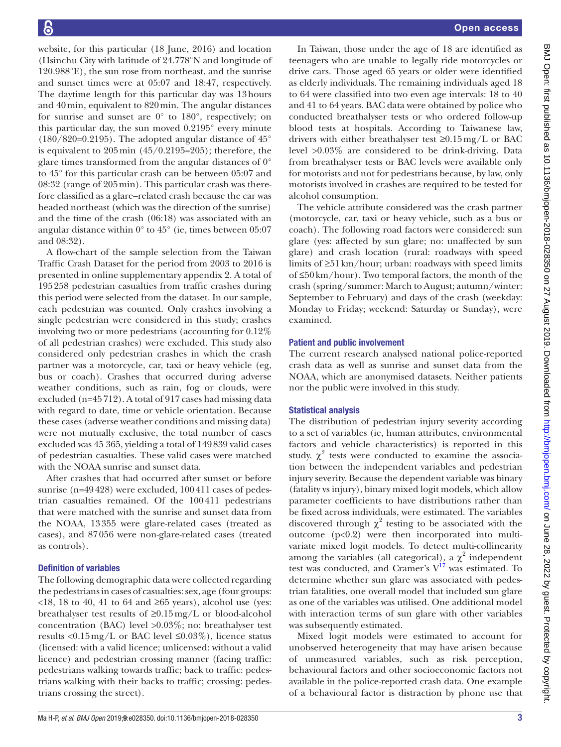website, for this particular (18 June, 2016) and location (Hsinchu City with latitude of 24.778°N and longitude of 120.988°E), the sun rose from northeast, and the sunrise and sunset times were at 05:07 and 18:47, respectively. The daytime length for this particular day was 13 hours and 40 min, equivalent to 820 min. The angular distances for sunrise and sunset are 0° to 180°, respectively; on this particular day, the sun moved 0.2195° every minute (180/820=0.2195). The adopted angular distance of 45° is equivalent to 205 min (45/0.2195=205); therefore, the glare times transformed from the angular distances of 0° to 45° for this particular crash can be between 05:07 and 08:32 (range of 205 min). This particular crash was therefore classified as a glare–related crash because the car was headed northeast (which was the direction of the sunrise) and the time of the crash (06:18) was associated with an angular distance within 0° to 45° (ie, times between 05:07 and 08:32).

A flow-chart of the sample selection from the Taiwan Traffic Crash Dataset for the period from 2003 to 2016 is presented in online supplementary appendix 2. A total of 195 258 pedestrian casualties from traffic crashes during this period were selected from the dataset. In our sample, each pedestrian was counted. Only crashes involving a single pedestrian were considered in this study; crashes involving two or more pedestrians (accounting for 0.12% of all pedestrian crashes) were excluded. This study also considered only pedestrian crashes in which the crash partner was a motorcycle, car, taxi or heavy vehicle (eg, bus or coach). Crashes that occurred during adverse weather conditions, such as rain, fog or clouds, were excluded (n=45 712). A total of 917 cases had missing data with regard to date, time or vehicle orientation. Because these cases (adverse weather conditions and missing data) were not mutually exclusive, the total number of cases excluded was 45 365, yielding a total of 149 839 valid cases of pedestrian casualties. These valid cases were matched with the NOAA sunrise and sunset data.

After crashes that had occurred after sunset or before sunrise (n=49 428) were excluded, 100 411 cases of pedestrian casualties remained. Of the 100 411 pedestrians that were matched with the sunrise and sunset data from the NOAA, 13 355 were glare-related cases (treated as cases), and 87 056 were non-glare-related cases (treated as controls).

### Definition of variables

The following demographic data were collected regarding the pedestrians in cases of casualties: sex, age (four groups: <18, 18 to 40, 41 to 64 and ≥65 years), alcohol use (yes: breathalyser test results of ≥0.15 mg/L or blood-alcohol concentration (BAC) level >0.03%; no: breathalyser test results <0.15 mg/L or BAC level ≤0.03%), licence status (licensed: with a valid licence; unlicensed: without a valid licence) and pedestrian crossing manner (facing traffic: pedestrians walking towards traffic; back to traffic: pedestrians walking with their backs to traffic; crossing: pedestrians crossing the street).

In Taiwan, those under the age of 18 are identified as teenagers who are unable to legally ride motorcycles or drive cars. Those aged 65 years or older were identified as elderly individuals. The remaining individuals aged 18 to 64 were classified into two even age intervals: 18 to 40 and 41 to 64 years. BAC data were obtained by police who conducted breathalyser tests or who ordered follow-up blood tests at hospitals. According to Taiwanese law, drivers with either breathalyser test ≥0.15 mg/L or BAC level >0.03% are considered to be drink-driving. Data from breathalyser tests or BAC levels were available only for motorists and not for pedestrians because, by law, only motorists involved in crashes are required to be tested for alcohol consumption.

The vehicle attribute considered was the crash partner (motorcycle, car, taxi or heavy vehicle, such as a bus or coach). The following road factors were considered: sun glare (yes: affected by sun glare; no: unaffected by sun glare) and crash location (rural: roadways with speed limits of ≥51 km/hour; urban: roadways with speed limits of ≤50 km/hour). Two temporal factors, the month of the crash (spring/summer: March to August; autumn/winter: September to February) and days of the crash (weekday: Monday to Friday; weekend: Saturday or Sunday), were examined.

### Patient and public involvement

The current research analysed national police-reported crash data as well as sunrise and sunset data from the NOAA, which are anonymised datasets. Neither patients nor the public were involved in this study.

### Statistical analysis

The distribution of pedestrian injury severity according to a set of variables (ie, human attributes, environmental factors and vehicle characteristics) is reported in this study. $\chi^2$ tests were conducted to examine the association between the independent variables and pedestrian injury severity. Because the dependent variable was binary (fatality vs injury), binary mixed logit models, which allow parameter coefficients to have distributions rather than be fixed across individuals, were estimated. The variables discovered through $\chi^2$ testing to be associated with the outcome ($p<0.2$) were then incorporated into multivariate mixed logit models. To detect multi-collinearity among the variables (all categorical), a $\chi^2$ independent test was conducted, and Cramer's V[17] was estimated. To determine whether sun glare was associated with pedestrian fatalities, one overall model that included sun glare as one of the variables was utilised. One additional model with interaction terms of sun glare with other variables was subsequently estimated.

Mixed logit models were estimated to account for unobserved heterogeneity that may have arisen because of unmeasured variables, such as risk perception, behavioural factors and other socioeconomic factors not available in the police-reported crash data. One example of a behavioural factor is distraction by phone use that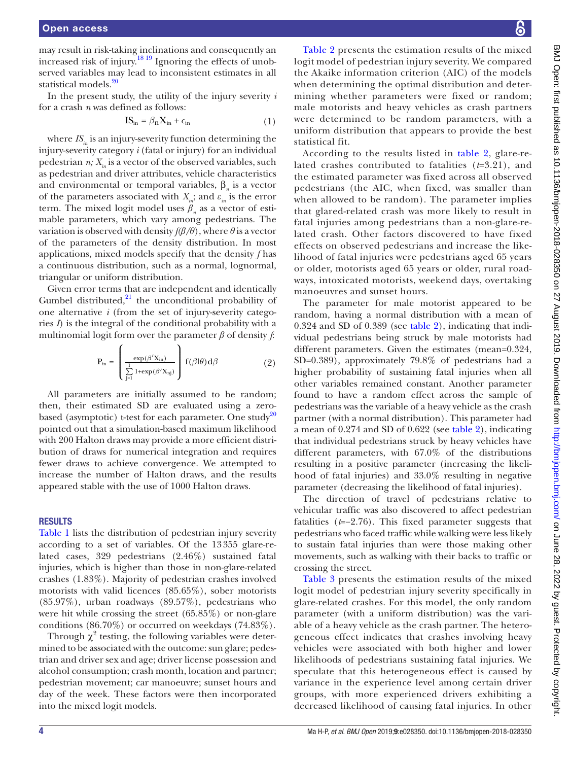may result in risk-taking inclinations and consequently an increased risk of injury.[18 19] Ignoring the effects of unobserved variables may lead to inconsistent estimates in all statistical models.[20]

In the present study, the utility of the injury severity $i$ for a crash $n$ was defined as follows:

$$IS_{in} = \beta_n X_{in} + \epsilon_{in} \quad (1)$$

where $IS_{in}$ is an injury-severity function determining the injury-severity category $i$ (fatal or injury) for an individual pedestrian $n$; $X_{in}$ is a vector of the observed variables, such as pedestrian and driver attributes, vehicle characteristics and environmental or temporal variables, $\beta_n$ is a vector of the parameters associated with $X_{in}$; and $\varepsilon_{in}$ is the error term. The mixed logit model uses $\beta_n$ as a vector of estimable parameters, which vary among pedestrians. The variation is observed with density $f(\beta/\theta)$, where $\theta$ is a vector of the parameters of the density distribution. In most applications, mixed models specify that the density $f$ has a continuous distribution, such as a normal, lognormal, triangular or uniform distribution.

Given error terms that are independent and identically Gumbel distributed,[21] the unconditional probability of one alternative $i$ (from the set of injury-severity categories $I$) is the integral of the conditional probability with a multinomial logit form over the parameter $\beta$ of density $f$:

$$P_{in} = \int \left( \frac{\exp(\beta' X_{in})}{\sum_{j=1}^{I} 1+\exp(\beta' X_{nj})} \right) f(\beta|\theta) d\beta \quad (2)$$

All parameters are initially assumed to be random; then, their estimated SD are evaluated using a zero-based (asymptotic) t-test for each parameter. One study[20] pointed out that a simulation-based maximum likelihood with 200 Halton draws may provide a more efficient distribution of draws for numerical integration and requires fewer draws to achieve convergence. We attempted to increase the number of Halton draws, and the results appeared stable with the use of 1000 Halton draws.

## RESULTS

Table 1 lists the distribution of pedestrian injury severity according to a set of variables. Of the 13 355 glare-related cases, 329 pedestrians (2.46%) sustained fatal injuries, which is higher than those in non-glare-related crashes (1.83%). Majority of pedestrian crashes involved motorists with valid licences (85.65%), sober motorists (85.97%), urban roadways (89.57%), pedestrians who were hit while crossing the street (65.85%) or non-glare conditions (86.70%) or occurred on weekdays (74.83%).

Through $\chi^2$ testing, the following variables were determined to be associated with the outcome: sun glare; pedestrian and driver sex and age; driver license possession and alcohol consumption; crash month, location and partner; pedestrian movement; car manoeuvre; sunset hours and day of the week. These factors were then incorporated into the mixed logit models.

Table 2 presents the estimation results of the mixed logit model of pedestrian injury severity. We compared the Akaike information criterion (AIC) of the models when determining the optimal distribution and determining whether parameters were fixed or random; male motorists and heavy vehicles as crash partners were determined to be random parameters, with a uniform distribution that appears to provide the best statistical fit.

According to the results listed in table 2, glare-related crashes contributed to fatalities ($t$=3.21), and the estimated parameter was fixed across all observed pedestrians (the AIC, when fixed, was smaller than when allowed to be random). The parameter implies that glared-related crash was more likely to result in fatal injuries among pedestrians than a non-glare-related crash. Other factors discovered to have fixed effects on observed pedestrians and increase the likelihood of fatal injuries were pedestrians aged 65 years or older, motorists aged 65 years or older, rural roadways, intoxicated motorists, weekend days, overtaking manoeuvres and sunset hours.

The parameter for male motorist appeared to be random, having a normal distribution with a mean of 0.324 and SD of 0.389 (see table 2), indicating that individual pedestrians being struck by male motorists had different parameters. Given the estimates (mean=0.324, SD=0.389), approximately 79.8% of pedestrians had a higher probability of sustaining fatal injuries when all other variables remained constant. Another parameter found to have a random effect across the sample of pedestrians was the variable of a heavy vehicle as the crash partner (with a normal distribution). This parameter had a mean of 0.274 and SD of 0.622 (see table 2), indicating that individual pedestrians struck by heavy vehicles have different parameters, with 67.0% of the distributions resulting in a positive parameter (increasing the likelihood of fatal injuries) and 33.0% resulting in negative parameter (decreasing the likelihood of fatal injuries).

The direction of travel of pedestrians relative to vehicular traffic was also discovered to affect pedestrian fatalities ($t$=−2.76). This fixed parameter suggests that pedestrians who faced traffic while walking were less likely to sustain fatal injuries than were those making other movements, such as walking with their backs to traffic or crossing the street.

Table 3 presents the estimation results of the mixed logit model of pedestrian injury severity specifically in glare-related crashes. For this model, the only random parameter (with a uniform distribution) was the variable of a heavy vehicle as the crash partner. The heterogeneous effect indicates that crashes involving heavy vehicles were associated with both higher and lower likelihoods of pedestrians sustaining fatal injuries. We speculate that this heterogeneous effect is caused by variance in the experience level among certain driver groups, with more experienced drivers exhibiting a decreased likelihood of causing fatal injuries. In other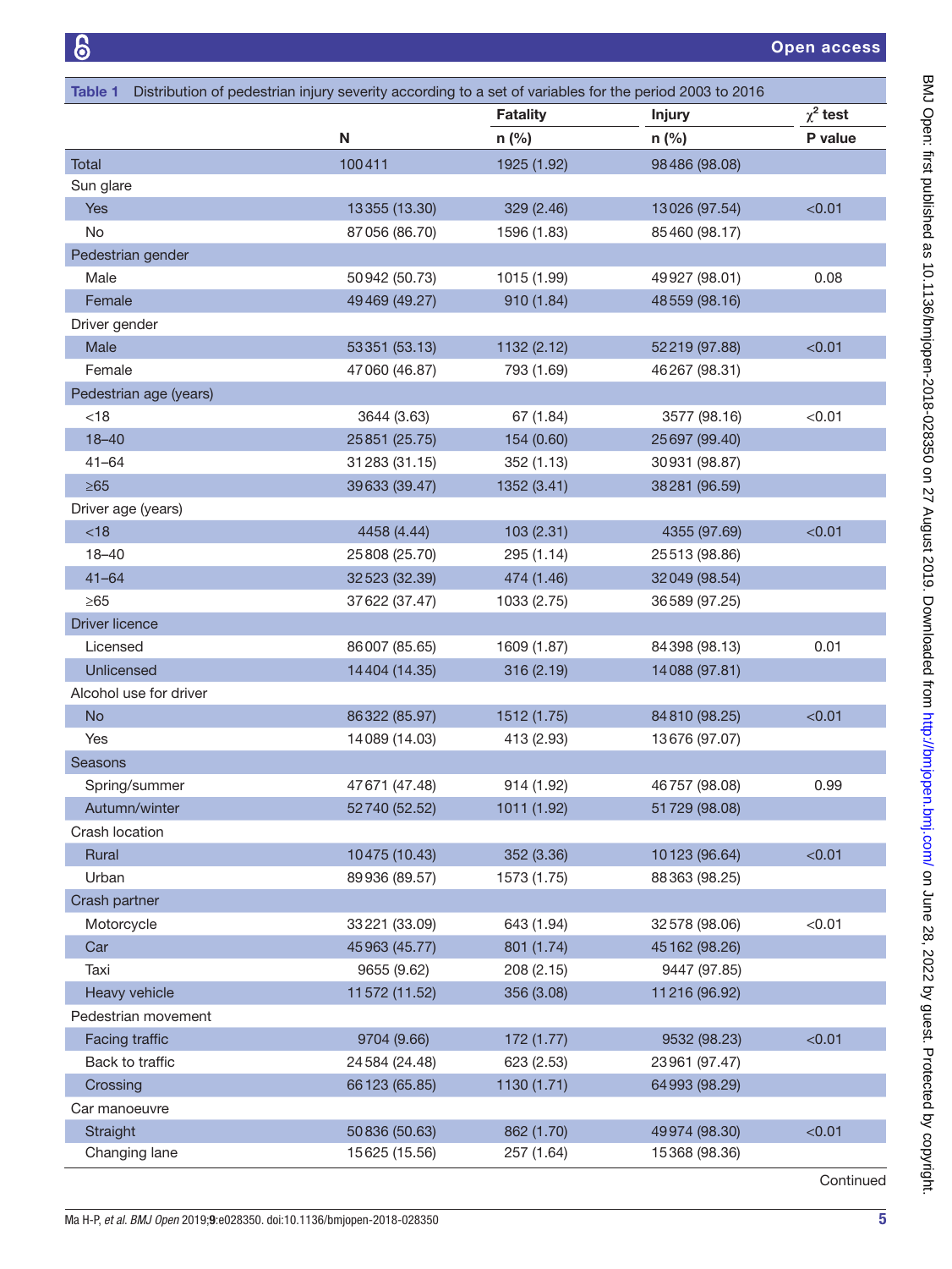**Table 1** Distribution of pedestrian injury severity according to a set of variables for the period 2003 to 2016

| | N | Fatality n (%) | Injury n (%) | $\chi^2$ test P value |
|---|---|---|---|---|
| Total | 100411 | 1925 (1.92) | 98486 (98.08) | |
| Sun glare | | | | |
| Yes | 13355 (13.30) | 329 (2.46) | 13026 (97.54) | <0.01 |
| No | 87056 (86.70) | 1596 (1.83) | 85460 (98.17) | |
| Pedestrian gender | | | | |
| Male | 50942 (50.73) | 1015 (1.99) | 49927 (98.01) | 0.08 |
| Female | 49469 (49.27) | 910 (1.84) | 48559 (98.16) | |
| Driver gender | | | | |
| Male | 53351 (53.13) | 1132 (2.12) | 52219 (97.88) | <0.01 |
| Female | 47060 (46.87) | 793 (1.69) | 46267 (98.31) | |
| Pedestrian age (years) | | | | |
| <18 | 3644 (3.63) | 67 (1.84) | 3577 (98.16) | <0.01 |
| 18–40 | 25851 (25.75) | 154 (0.60) | 25697 (99.40) | |
| 41–64 | 31283 (31.15) | 352 (1.13) | 30931 (98.87) | |
| ≥65 | 39633 (39.47) | 1352 (3.41) | 38281 (96.59) | |
| Driver age (years) | | | | |
| <18 | 4458 (4.44) | 103 (2.31) | 4355 (97.69) | <0.01 |
| 18–40 | 25808 (25.70) | 295 (1.14) | 25513 (98.86) | |
| 41–64 | 32523 (32.39) | 474 (1.46) | 32049 (98.54) | |
| ≥65 | 37622 (37.47) | 1033 (2.75) | 36589 (97.25) | |
| Driver licence | | | | |
| Licensed | 86007 (85.65) | 1609 (1.87) | 84398 (98.13) | 0.01 |
| Unlicensed | 14404 (14.35) | 316 (2.19) | 14088 (97.81) | |
| Alcohol use for driver | | | | |
| No | 86322 (85.97) | 1512 (1.75) | 84810 (98.25) | <0.01 |
| Yes | 14089 (14.03) | 413 (2.93) | 13676 (97.07) | |
| Seasons | | | | |
| Spring/summer | 47671 (47.48) | 914 (1.92) | 46757 (98.08) | 0.99 |
| Autumn/winter | 52740 (52.52) | 1011 (1.92) | 51729 (98.08) | |
| Crash location | | | | |
| Rural | 10475 (10.43) | 352 (3.36) | 10123 (96.64) | <0.01 |
| Urban | 89936 (89.57) | 1573 (1.75) | 88363 (98.25) | |
| Crash partner | | | | |
| Motorcycle | 33221 (33.09) | 643 (1.94) | 32578 (98.06) | <0.01 |
| Car | 45963 (45.77) | 801 (1.74) | 45162 (98.26) | |
| Taxi | 9655 (9.62) | 208 (2.15) | 9447 (97.85) | |
| Heavy vehicle | 11572 (11.52) | 356 (3.08) | 11216 (96.92) | |
| Pedestrian movement | | | | |
| Facing traffic | 9704 (9.66) | 172 (1.77) | 9532 (98.23) | <0.01 |
| Back to traffic | 24584 (24.48) | 623 (2.53) | 23961 (97.47) | |
| Crossing | 66123 (65.85) | 1130 (1.71) | 64993 (98.29) | |
| Car manoeuvre | | | | |
| Straight | 50836 (50.63) | 862 (1.70) | 49974 (98.30) | <0.01 |
| Changing lane | 15625 (15.56) | 257 (1.64) | 15368 (98.36) | |

Continued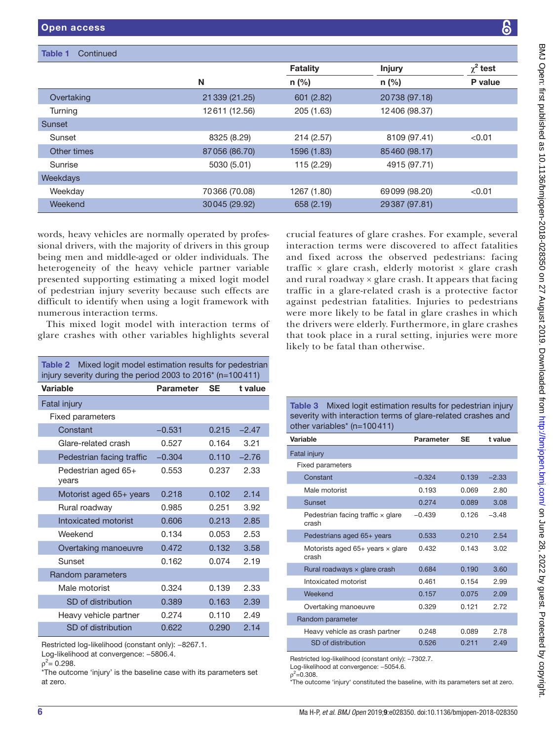Table 1 Continued

|  | N | Fatality n (%) | Injury n (%) | $\chi^2$ test P value |
|---|---|---|---|---|
| Overtaking | 21 339 (21.25) | 601 (2.82) | 20 738 (97.18) |  |
| Turning | 12 611 (12.56) | 205 (1.63) | 12 406 (98.37) |  |
| Sunset |  |  |  |  |
| Sunset | 8325 (8.29) | 214 (2.57) | 8109 (97.41) | <0.01 |
| Other times | 87 056 (86.70) | 1596 (1.83) | 85 460 (98.17) |  |
| Sunrise | 5030 (5.01) | 115 (2.29) | 4915 (97.71) |  |
| Weekdays |  |  |  |  |
| Weekday | 70 366 (70.08) | 1267 (1.80) | 69 099 (98.20) | <0.01 |
| Weekend | 30 045 (29.92) | 658 (2.19) | 29 387 (97.81) |  |

words, heavy vehicles are normally operated by professional drivers, with the majority of drivers in this group being men and middle-aged or older individuals. The heterogeneity of the heavy vehicle partner variable presented supporting estimating a mixed logit model of pedestrian injury severity because such effects are difficult to identify when using a logit framework with numerous interaction terms.

This mixed logit model with interaction terms of glare crashes with other variables highlights several crucial features of glare crashes. For example, several interaction terms were discovered to affect fatalities and fixed across the observed pedestrians: facing traffic × glare crash, elderly motorist × glare crash and rural roadway × glare crash. It appears that facing traffic in a glare-related crash is a protective factor against pedestrian fatalities. Injuries to pedestrians were more likely to be fatal in glare crashes in which the drivers were elderly. Furthermore, in glare crashes that took place in a rural setting, injuries were more likely to be fatal than otherwise.

Table 2 Mixed logit model estimation results for pedestrian injury severity during the period 2003 to 2016* (n=100 411)

| Variable | Parameter | SE | t value |
|---|---|---|---|
| Fatal injury |  |  |  |
| Fixed parameters |  |  |  |
| Constant | −0.531 | 0.215 | −2.47 |
| Glare-related crash | 0.527 | 0.164 | 3.21 |
| Pedestrian facing traffic | −0.304 | 0.110 | −2.76 |
| Pedestrian aged 65+ years | 0.553 | 0.237 | 2.33 |
| Motorist aged 65+ years | 0.218 | 0.102 | 2.14 |
| Rural roadway | 0.985 | 0.251 | 3.92 |
| Intoxicated motorist | 0.606 | 0.213 | 2.85 |
| Weekend | 0.134 | 0.053 | 2.53 |
| Overtaking manoeuvre | 0.472 | 0.132 | 3.58 |
| Sunset | 0.162 | 0.074 | 2.19 |
| Random parameters |  |  |  |
| Male motorist | 0.324 | 0.139 | 2.33 |
| SD of distribution | 0.389 | 0.163 | 2.39 |
| Heavy vehicle partner | 0.274 | 0.110 | 2.49 |
| SD of distribution | 0.622 | 0.290 | 2.14 |

Restricted log-likelihood (constant only): −8267.1.
Log-likelihood at convergence: −5806.4.
$\rho^2$= 0.298.
*The outcome 'injury' is the baseline case with its parameters set at zero.

Table 3 Mixed logit estimation results for pedestrian injury severity with interaction terms of glare-related crashes and other variables* (n=100 411)

| Variable | Parameter | SE | t value |
|---|---|---|---|
| Fatal injury |  |  |  |
| Fixed parameters |  |  |  |
| Constant | −0.324 | 0.139 | −2.33 |
| Male motorist | 0.193 | 0.069 | 2.80 |
| Sunset | 0.274 | 0.089 | 3.08 |
| Pedestrian facing traffic × glare crash | −0.439 | 0.126 | −3.48 |
| Pedestrians aged 65+ years | 0.533 | 0.210 | 2.54 |
| Motorists aged 65+ years × glare crash | 0.432 | 0.143 | 3.02 |
| Rural roadways × glare crash | 0.684 | 0.190 | 3.60 |
| Intoxicated motorist | 0.461 | 0.154 | 2.99 |
| Weekend | 0.157 | 0.075 | 2.09 |
| Overtaking manoeuvre | 0.329 | 0.121 | 2.72 |
| Random parameter |  |  |  |
| Heavy vehicle as crash partner | 0.248 | 0.089 | 2.78 |
| SD of distribution | 0.526 | 0.211 | 2.49 |

Restricted log-likelihood (constant only): −7302.7.
Log-likelihood at convergence: −5054.6.
$\rho^2$=0.308.
*The outcome 'injury' constituted the baseline, with its parameters set at zero.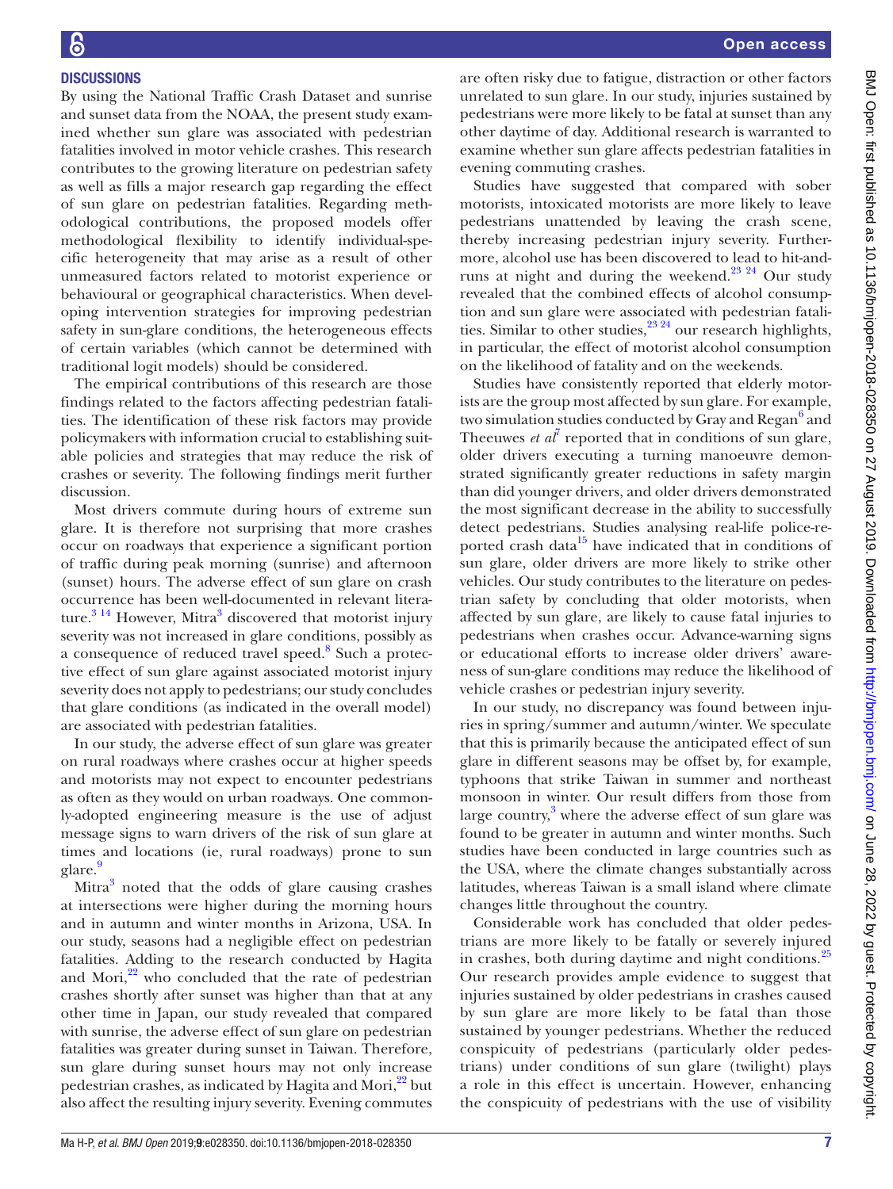## DISCUSSIONS

By using the National Traffic Crash Dataset and sunrise and sunset data from the NOAA, the present study examined whether sun glare was associated with pedestrian fatalities involved in motor vehicle crashes. This research contributes to the growing literature on pedestrian safety as well as fills a major research gap regarding the effect of sun glare on pedestrian fatalities. Regarding methodological contributions, the proposed models offer methodological flexibility to identify individual-specific heterogeneity that may arise as a result of other unmeasured factors related to motorist experience or behavioural or geographical characteristics. When developing intervention strategies for improving pedestrian safety in sun-glare conditions, the heterogeneous effects of certain variables (which cannot be determined with traditional logit models) should be considered.

The empirical contributions of this research are those findings related to the factors affecting pedestrian fatalities. The identification of these risk factors may provide policymakers with information crucial to establishing suitable policies and strategies that may reduce the risk of crashes or severity. The following findings merit further discussion.

Most drivers commute during hours of extreme sun glare. It is therefore not surprising that more crashes occur on roadways that experience a significant portion of traffic during peak morning (sunrise) and afternoon (sunset) hours. The adverse effect of sun glare on crash occurrence has been well-documented in relevant literature.[3 14] However, Mitra[3] discovered that motorist injury severity was not increased in glare conditions, possibly as a consequence of reduced travel speed.[8] Such a protective effect of sun glare against associated motorist injury severity does not apply to pedestrians; our study concludes that glare conditions (as indicated in the overall model) are associated with pedestrian fatalities.

In our study, the adverse effect of sun glare was greater on rural roadways where crashes occur at higher speeds and motorists may not expect to encounter pedestrians as often as they would on urban roadways. One commonly-adopted engineering measure is the use of adjust message signs to warn drivers of the risk of sun glare at times and locations (ie, rural roadways) prone to sun glare.[9]

Mitra[3] noted that the odds of glare causing crashes at intersections were higher during the morning hours and in autumn and winter months in Arizona, USA. In our study, seasons had a negligible effect on pedestrian fatalities. Adding to the research conducted by Hagita and Mori,[22] who concluded that the rate of pedestrian crashes shortly after sunset was higher than that at any other time in Japan, our study revealed that compared with sunrise, the adverse effect of sun glare on pedestrian fatalities was greater during sunset in Taiwan. Therefore, sun glare during sunset hours may not only increase pedestrian crashes, as indicated by Hagita and Mori,[22] but also affect the resulting injury severity. Evening commutes are often risky due to fatigue, distraction or other factors unrelated to sun glare. In our study, injuries sustained by pedestrians were more likely to be fatal at sunset than any other daytime of day. Additional research is warranted to examine whether sun glare affects pedestrian fatalities in evening commuting crashes.

Studies have suggested that compared with sober motorists, intoxicated motorists are more likely to leave pedestrians unattended by leaving the crash scene, thereby increasing pedestrian injury severity. Furthermore, alcohol use has been discovered to lead to hit-and-runs at night and during the weekend.[23 24] Our study revealed that the combined effects of alcohol consumption and sun glare were associated with pedestrian fatalities. Similar to other studies,[23 24] our research highlights, in particular, the effect of motorist alcohol consumption on the likelihood of fatality and on the weekends.

Studies have consistently reported that elderly motorists are the group most affected by sun glare. For example, two simulation studies conducted by Gray and Regan[6] and Theeuwes *et al*[7] reported that in conditions of sun glare, older drivers executing a turning manoeuvre demonstrated significantly greater reductions in safety margin than did younger drivers, and older drivers demonstrated the most significant decrease in the ability to successfully detect pedestrians. Studies analysing real-life police-reported crash data[15] have indicated that in conditions of sun glare, older drivers are more likely to strike other vehicles. Our study contributes to the literature on pedestrian safety by concluding that older motorists, when affected by sun glare, are likely to cause fatal injuries to pedestrians when crashes occur. Advance-warning signs or educational efforts to increase older drivers' awareness of sun-glare conditions may reduce the likelihood of vehicle crashes or pedestrian injury severity.

In our study, no discrepancy was found between injuries in spring/summer and autumn/winter. We speculate that this is primarily because the anticipated effect of sun glare in different seasons may be offset by, for example, typhoons that strike Taiwan in summer and northeast monsoon in winter. Our result differs from those from large country,[3] where the adverse effect of sun glare was found to be greater in autumn and winter months. Such studies have been conducted in large countries such as the USA, where the climate changes substantially across latitudes, whereas Taiwan is a small island where climate changes little throughout the country.

Considerable work has concluded that older pedestrians are more likely to be fatally or severely injured in crashes, both during daytime and night conditions.[25] Our research provides ample evidence to suggest that injuries sustained by older pedestrians in crashes caused by sun glare are more likely to be fatal than those sustained by younger pedestrians. Whether the reduced conspicuity of pedestrians (particularly older pedestrians) under conditions of sun glare (twilight) plays a role in this effect is uncertain. However, enhancing the conspicuity of pedestrians with the use of visibility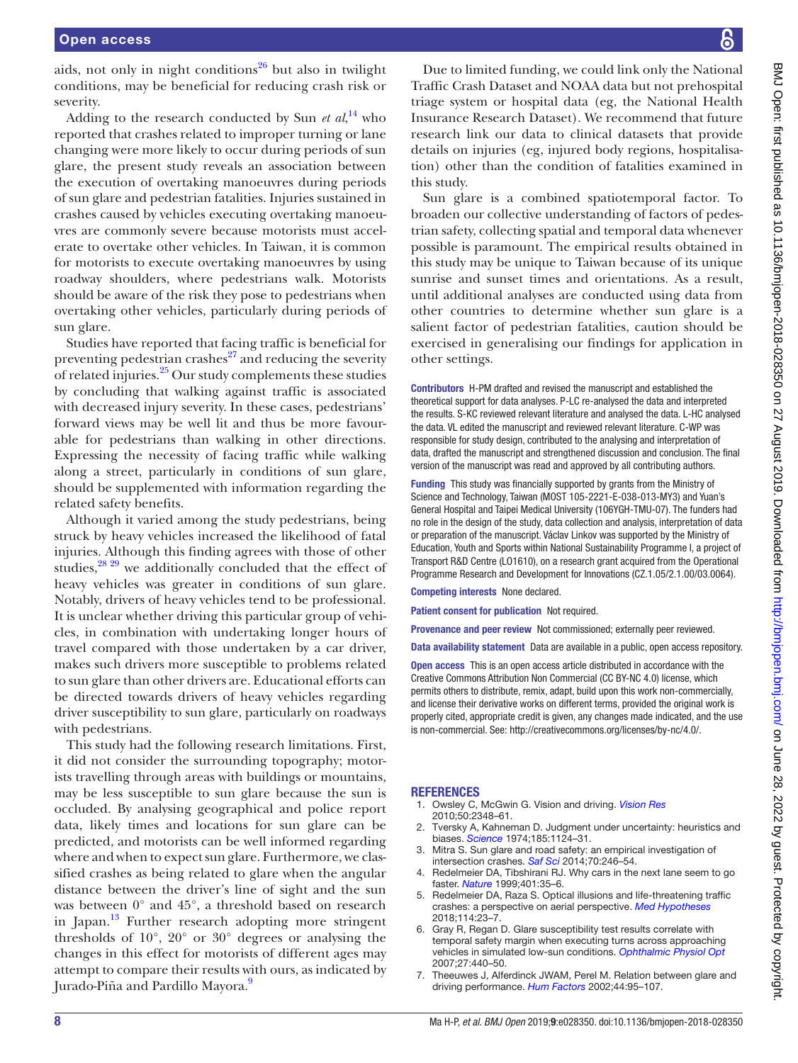aids, not only in night conditions[26] but also in twilight conditions, may be beneficial for reducing crash risk or severity.

Adding to the research conducted by Sun *et al*,[14] who reported that crashes related to improper turning or lane changing were more likely to occur during periods of sun glare, the present study reveals an association between the execution of overtaking manoeuvres during periods of sun glare and pedestrian fatalities. Injuries sustained in crashes caused by vehicles executing overtaking manoeuvres are commonly severe because motorists must accelerate to overtake other vehicles. In Taiwan, it is common for motorists to execute overtaking manoeuvres by using roadway shoulders, where pedestrians walk. Motorists should be aware of the risk they pose to pedestrians when overtaking other vehicles, particularly during periods of sun glare.

Studies have reported that facing traffic is beneficial for preventing pedestrian crashes[27] and reducing the severity of related injuries.[25] Our study complements these studies by concluding that walking against traffic is associated with decreased injury severity. In these cases, pedestrians' forward views may be well lit and thus be more favourable for pedestrians than walking in other directions. Expressing the necessity of facing traffic while walking along a street, particularly in conditions of sun glare, should be supplemented with information regarding the related safety benefits.

Although it varied among the study pedestrians, being struck by heavy vehicles increased the likelihood of fatal injuries. Although this finding agrees with those of other studies,[28 29] we additionally concluded that the effect of heavy vehicles was greater in conditions of sun glare. Notably, drivers of heavy vehicles tend to be professional. It is unclear whether driving this particular group of vehicles, in combination with undertaking longer hours of travel compared with those undertaken by a car driver, makes such drivers more susceptible to problems related to sun glare than other drivers are. Educational efforts can be directed towards drivers of heavy vehicles regarding driver susceptibility to sun glare, particularly on roadways with pedestrians.

This study had the following research limitations. First, it did not consider the surrounding topography; motorists travelling through areas with buildings or mountains, may be less susceptible to sun glare because the sun is occluded. By analysing geographical and police report data, likely times and locations for sun glare can be predicted, and motorists can be well informed regarding where and when to expect sun glare. Furthermore, we classified crashes as being related to glare when the angular distance between the driver's line of sight and the sun was between 0° and 45°, a threshold based on research in Japan.[13] Further research adopting more stringent thresholds of 10°, 20° or 30° degrees or analysing the changes in this effect for motorists of different ages may attempt to compare their results with ours, as indicated by Jurado-Piña and Pardillo Mayora.[9]

Due to limited funding, we could link only the National Traffic Crash Dataset and NOAA data but not prehospital triage system or hospital data (eg, the National Health Insurance Research Dataset). We recommend that future research link our data to clinical datasets that provide details on injuries (eg, injured body regions, hospitalisation) other than the condition of fatalities examined in this study.

Sun glare is a combined spatiotemporal factor. To broaden our collective understanding of factors of pedestrian safety, collecting spatial and temporal data whenever possible is paramount. The empirical results obtained in this study may be unique to Taiwan because of its unique sunrise and sunset times and orientations. As a result, until additional analyses are conducted using data from other countries to determine whether sun glare is a salient factor of pedestrian fatalities, caution should be exercised in generalising our findings for application in other settings.

**Contributors** H-PM drafted and revised the manuscript and established the theoretical support for data analyses. P-LC re-analysed the data and interpreted the results. S-KC reviewed relevant literature and analysed the data. L-HC analysed the data. VL edited the manuscript and reviewed relevant literature. C-WP was responsible for study design, contributed to the analysing and interpretation of data, drafted the manuscript and strengthened discussion and conclusion. The final version of the manuscript was read and approved by all contributing authors.

**Funding** This study was financially supported by grants from the Ministry of Science and Technology, Taiwan (MOST 105-2221-E-038-013-MY3) and Yuan's General Hospital and Taipei Medical University (106YGH-TMU-07). The funders had no role in the design of the study, data collection and analysis, interpretation of data or preparation of the manuscript. Václav Linkov was supported by the Ministry of Education, Youth and Sports within National Sustainability Programme I, a project of Transport R&D Centre (LO1610), on a research grant acquired from the Operational Programme Research and Development for Innovations (CZ.1.05/2.1.00/03.0064).

**Competing interests** None declared.

**Patient consent for publication** Not required.

**Provenance and peer review** Not commissioned; externally peer reviewed.

**Data availability statement** Data are available in a public, open access repository.

**Open access** This is an open access article distributed in accordance with the Creative Commons Attribution Non Commercial (CC BY-NC 4.0) license, which permits others to distribute, remix, adapt, build upon this work non-commercially, and license their derivative works on different terms, provided the original work is properly cited, appropriate credit is given, any changes made indicated, and the use is non-commercial. See: http://creativecommons.org/licenses/by-nc/4.0/.

## REFERENCES

1. Owsley C, McGwin G. Vision and driving. *Vision Res* 2010;50:2348–61.
2. Tversky A, Kahneman D. Judgment under uncertainty: heuristics and biases. *Science* 1974;185:1124–31.
3. Mitra S. Sun glare and road safety: an empirical investigation of intersection crashes. *Saf Sci* 2014;70:246–54.
4. Redelmeier DA, Tibshirani RJ. Why cars in the next lane seem to go faster. *Nature* 1999;401:35–6.
5. Redelmeier DA, Raza S. Optical illusions and life-threatening traffic crashes: a perspective on aerial perspective. *Med Hypotheses* 2018;114:23–7.
6. Gray R, Regan D. Glare susceptibility test results correlate with temporal safety margin when executing turns across approaching vehicles in simulated low-sun conditions. *Ophthalmic Physiol Opt* 2007;27:440–50.
7. Theeuwes J, Alferdinck JWAM, Perel M. Relation between glare and driving performance. *Hum Factors* 2002;44:95–107.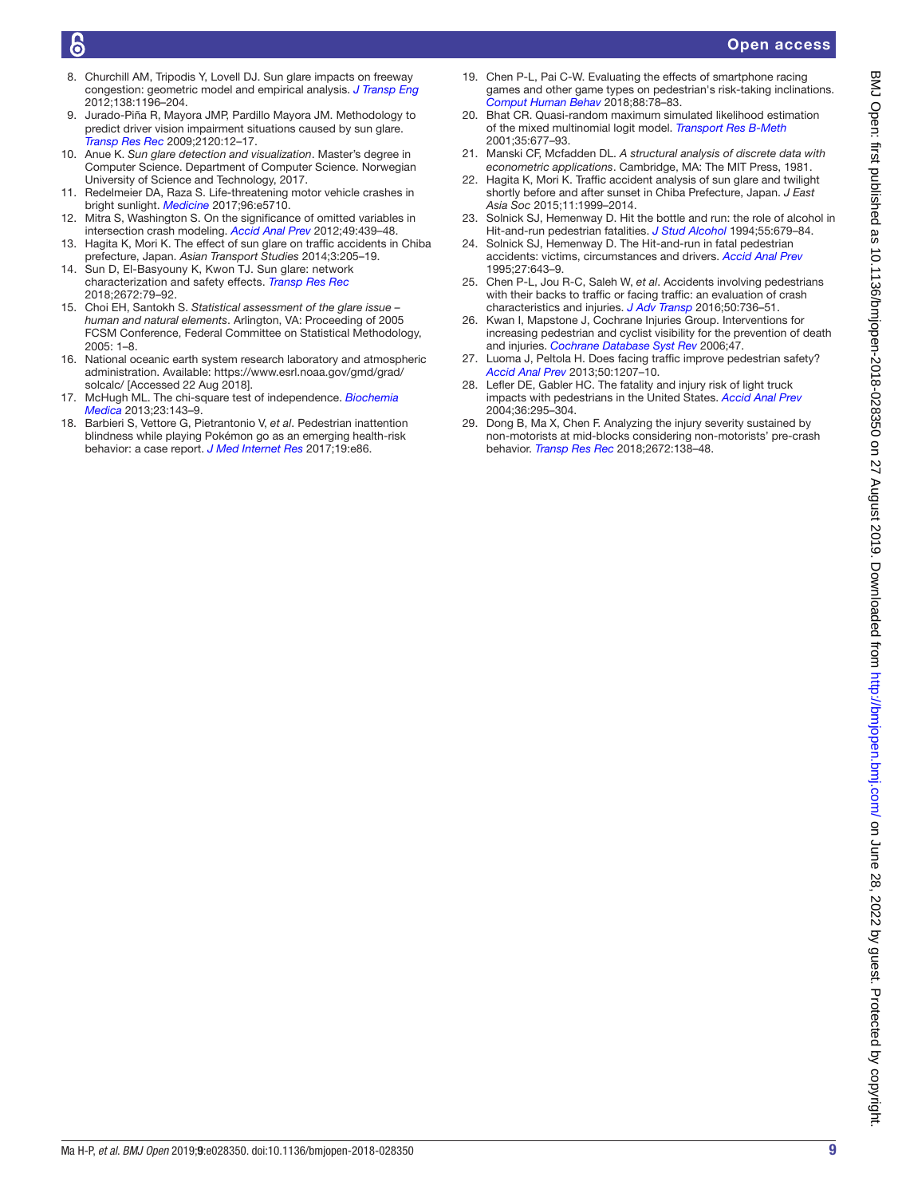8. Churchill AM, Tripodis Y, Lovell DJ. Sun glare impacts on freeway congestion: geometric model and empirical analysis. *J Transp Eng* 2012;138:1196–204.
9. Jurado-Piña R, Mayora JMP, Pardillo Mayora JM. Methodology to predict driver vision impairment situations caused by sun glare. *Transp Res Rec* 2009;2120:12–17.
10. Anue K. *Sun glare detection and visualization*. Master's degree in Computer Science. Department of Computer Science. Norwegian University of Science and Technology, 2017.
11. Redelmeier DA, Raza S. Life-threatening motor vehicle crashes in bright sunlight. *Medicine* 2017;96:e5710.
12. Mitra S, Washington S. On the significance of omitted variables in intersection crash modeling. *Accid Anal Prev* 2012;49:439–48.
13. Hagita K, Mori K. The effect of sun glare on traffic accidents in Chiba prefecture, Japan. *Asian Transport Studies* 2014;3:205–19.
14. Sun D, El-Basyouny K, Kwon TJ. Sun glare: network characterization and safety effects. *Transp Res Rec* 2018;2672:79–92.
15. Choi EH, Santokh S. *Statistical assessment of the glare issue – human and natural elements*. Arlington, VA: Proceeding of 2005 FCSM Conference, Federal Committee on Statistical Methodology, 2005: 1–8.
16. National oceanic earth system research laboratory and atmospheric administration. Available: https://www.esrl.noaa.gov/gmd/grad/solcalc/ [Accessed 22 Aug 2018].
17. McHugh ML. The chi-square test of independence. *Biochemia Medica* 2013;23:143–9.
18. Barbieri S, Vettore G, Pietrantonio V, *et al*. Pedestrian inattention blindness while playing Pokémon go as an emerging health-risk behavior: a case report. *J Med Internet Res* 2017;19:e86.
19. Chen P-L, Pai C-W. Evaluating the effects of smartphone racing games and other game types on pedestrian's risk-taking inclinations. *Comput Human Behav* 2018;88:78–83.
20. Bhat CR. Quasi-random maximum simulated likelihood estimation of the mixed multinomial logit model. *Transport Res B-Meth* 2001;35:677–93.
21. Manski CF, Mcfadden DL. *A structural analysis of discrete data with econometric applications*. Cambridge, MA: The MIT Press, 1981.
22. Hagita K, Mori K. Traffic accident analysis of sun glare and twilight shortly before and after sunset in Chiba Prefecture, Japan. *J East Asia Soc* 2015;11:1999–2014.
23. Solnick SJ, Hemenway D. Hit the bottle and run: the role of alcohol in Hit-and-run pedestrian fatalities. *J Stud Alcohol* 1994;55:679–84.
24. Solnick SJ, Hemenway D. The Hit-and-run in fatal pedestrian accidents: victims, circumstances and drivers. *Accid Anal Prev* 1995;27:643–9.
25. Chen P-L, Jou R-C, Saleh W, *et al*. Accidents involving pedestrians with their backs to traffic or facing traffic: an evaluation of crash characteristics and injuries. *J Adv Transp* 2016;50:736–51.
26. Kwan I, Mapstone J, Cochrane Injuries Group. Interventions for increasing pedestrian and cyclist visibility for the prevention of death and injuries. *Cochrane Database Syst Rev* 2006;47.
27. Luoma J, Peltola H. Does facing traffic improve pedestrian safety? *Accid Anal Prev* 2013;50:1207–10.
28. Lefler DE, Gabler HC. The fatality and injury risk of light truck impacts with pedestrians in the United States. *Accid Anal Prev* 2004;36:295–304.
29. Dong B, Ma X, Chen F. Analyzing the injury severity sustained by non-motorists at mid-blocks considering non-motorists' pre-crash behavior. *Transp Res Rec* 2018;2672:138–48.